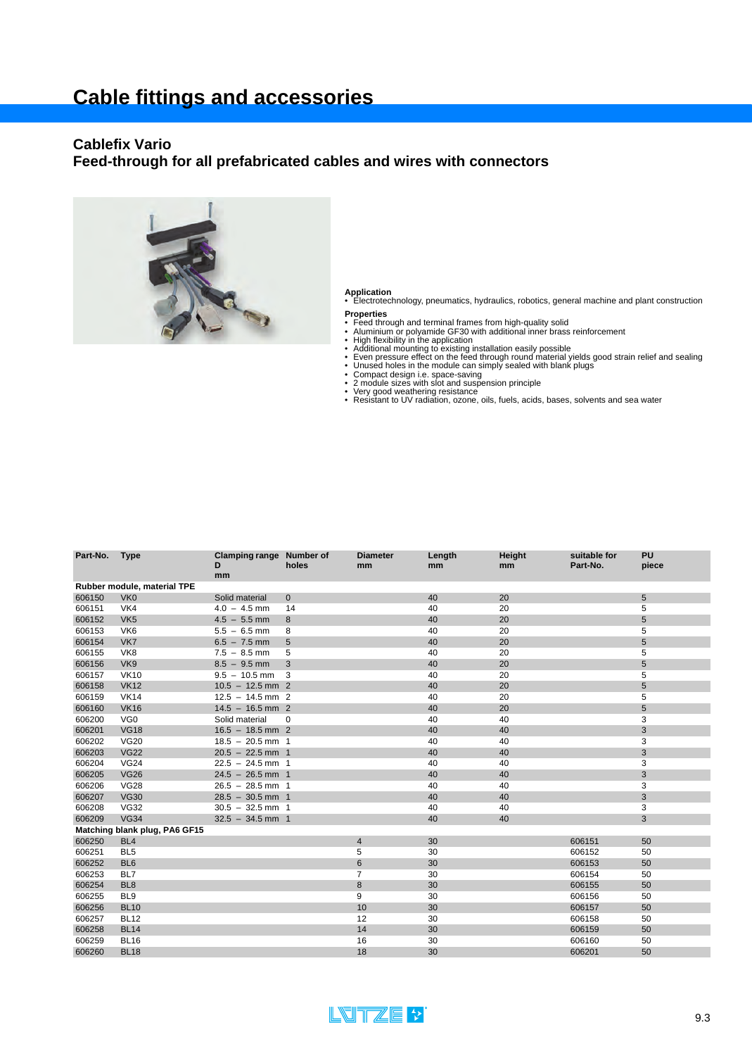# Cable fittings and accessories

## Cablefix Vario

## Feed-through for all prefabricated cables and wires with connectors

**Application**
- Electrotechnology, pneumatics, hydraulics, robotics, general machine and plant construction

**Properties**
- Feed through and terminal frames from high-quality solid
- Aluminium or polyamide GF30 with additional inner brass reinforcement
- High flexibility in the application
- Additional mounting to existing installation easily possible
- Even pressure effect on the feed through round material yields good strain relief and sealing
- Unused holes in the module can simply sealed with blank plugs
- Compact design i.e. space-saving
- 2 module sizes with slot and suspension principle
- Very good weathering resistance
- Resistant to UV radiation, ozone, oils, fuels, acids, bases, solvents and sea water

| Part-No. | Type | Clamping range D mm | Number of holes | Diameter mm | Length mm | Height mm | suitable for Part-No. | PU piece |
|---|---|---|---|---|---|---|---|---|
| **Rubber module, material TPE** | | | | | | | | |
| 606150 | VK0 | Solid material | 0 | | 40 | 20 | | 5 |
| 606151 | VK4 | 4.0 – 4.5 mm | 14 | | 40 | 20 | | 5 |
| 606152 | VK5 | 4.5 – 5.5 mm | 8 | | 40 | 20 | | 5 |
| 606153 | VK6 | 5.5 – 6.5 mm | 8 | | 40 | 20 | | 5 |
| 606154 | VK7 | 6.5 – 7.5 mm | 5 | | 40 | 20 | | 5 |
| 606155 | VK8 | 7.5 – 8.5 mm | 5 | | 40 | 20 | | 5 |
| 606156 | VK9 | 8.5 – 9.5 mm | 3 | | 40 | 20 | | 5 |
| 606157 | VK10 | 9.5 – 10.5 mm | 3 | | 40 | 20 | | 5 |
| 606158 | VK12 | 10.5 – 12.5 mm | 2 | | 40 | 20 | | 5 |
| 606159 | VK14 | 12.5 – 14.5 mm | 2 | | 40 | 20 | | 5 |
| 606160 | VK16 | 14.5 – 16.5 mm | 2 | | 40 | 20 | | 5 |
| 606200 | VG0 | Solid material | 0 | | 40 | 40 | | 3 |
| 606201 | VG18 | 16.5 – 18.5 mm | 2 | | 40 | 40 | | 3 |
| 606202 | VG20 | 18.5 – 20.5 mm | 1 | | 40 | 40 | | 3 |
| 606203 | VG22 | 20.5 – 22.5 mm | 1 | | 40 | 40 | | 3 |
| 606204 | VG24 | 22.5 – 24.5 mm | 1 | | 40 | 40 | | 3 |
| 606205 | VG26 | 24.5 – 26.5 mm | 1 | | 40 | 40 | | 3 |
| 606206 | VG28 | 26.5 – 28.5 mm | 1 | | 40 | 40 | | 3 |
| 606207 | VG30 | 28.5 – 30.5 mm | 1 | | 40 | 40 | | 3 |
| 606208 | VG32 | 30.5 – 32.5 mm | 1 | | 40 | 40 | | 3 |
| 606209 | VG34 | 32.5 – 34.5 mm | 1 | | 40 | 40 | | 3 |
| **Matching blank plug, PA6 GF15** | | | | | | | | |
| 606250 | BL4 | | | 4 | 30 | | 606151 | 50 |
| 606251 | BL5 | | | 5 | 30 | | 606152 | 50 |
| 606252 | BL6 | | | 6 | 30 | | 606153 | 50 |
| 606253 | BL7 | | | 7 | 30 | | 606154 | 50 |
| 606254 | BL8 | | | 8 | 30 | | 606155 | 50 |
| 606255 | BL9 | | | 9 | 30 | | 606156 | 50 |
| 606256 | BL10 | | | 10 | 30 | | 606157 | 50 |
| 606257 | BL12 | | | 12 | 30 | | 606158 | 50 |
| 606258 | BL14 | | | 14 | 30 | | 606159 | 50 |
| 606259 | BL16 | | | 16 | 30 | | 606160 | 50 |
| 606260 | BL18 | | | 18 | 30 | | 606201 | 50 |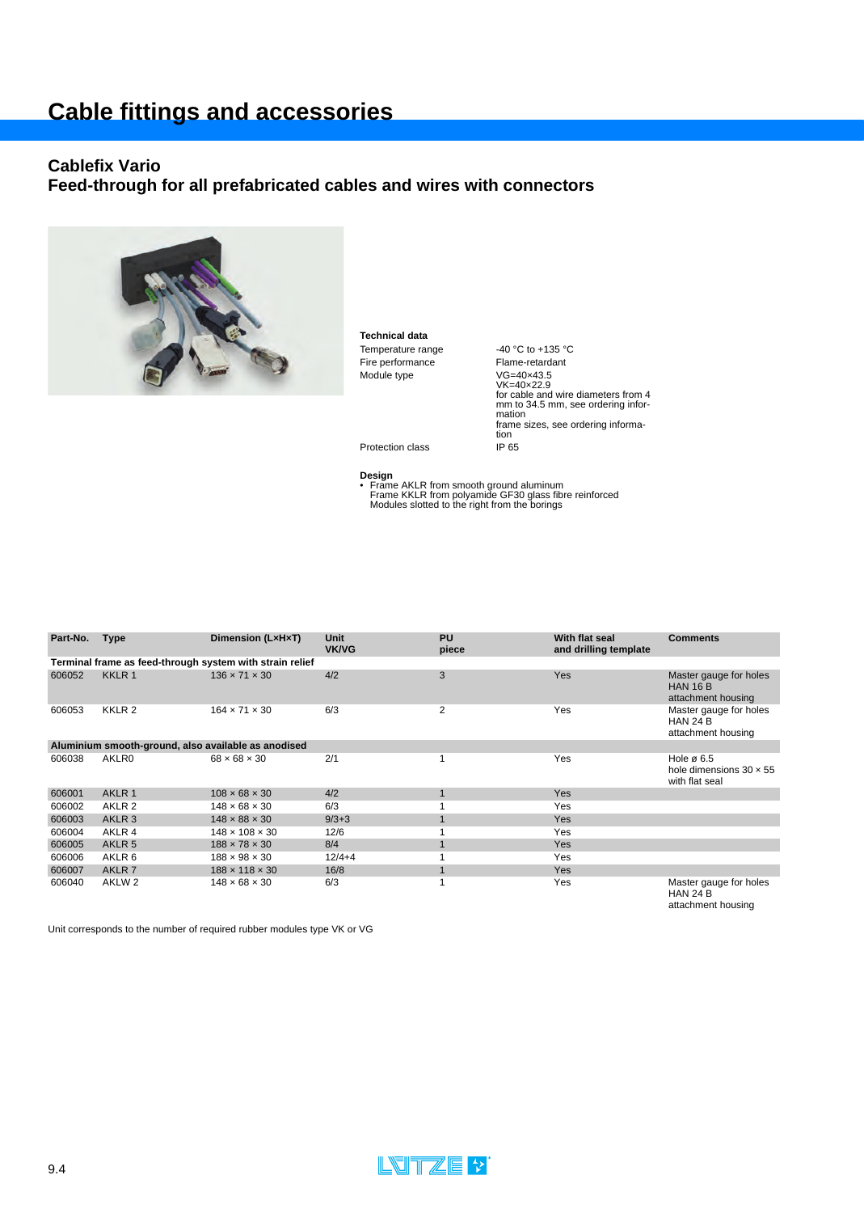# Cable fittings and accessories

## Cablefix Vario
## Feed-through for all prefabricated cables and wires with connectors

**Technical data**

| | |
|---|---|
| Temperature range | -40 °C to +135 °C |
| Fire performance | Flame-retardant |
| Module type | VG=40×43.5<br>VK=40×22.9<br>for cable and wire diameters from 4 mm to 34.5 mm, see ordering information<br>frame sizes, see ordering information |
| Protection class | IP 65 |

**Design**

- Frame AKLR from smooth ground aluminum
  Frame KKLR from polyamide GF30 glass fibre reinforced
  Modules slotted to the right from the borings

| Part-No. | Type | Dimension (L×H×T) | Unit VK/VG | PU piece | With flat seal and drilling template | Comments |
|---|---|---|---|---|---|---|
| **Terminal frame as feed-through system with strain relief** | | | | | | |
| 606052 | KKLR 1 | 136 × 71 × 30 | 4/2 | 3 | Yes | Master gauge for holes HAN 16 B attachment housing |
| 606053 | KKLR 2 | 164 × 71 × 30 | 6/3 | 2 | Yes | Master gauge for holes HAN 24 B attachment housing |
| **Aluminium smooth-ground, also available as anodised** | | | | | | |
| 606038 | AKLR0 | 68 × 68 × 30 | 2/1 | 1 | Yes | Hole ø 6.5 hole dimensions 30 × 55 with flat seal |
| 606001 | AKLR 1 | 108 × 68 × 30 | 4/2 | 1 | Yes | |
| 606002 | AKLR 2 | 148 × 68 × 30 | 6/3 | 1 | Yes | |
| 606003 | AKLR 3 | 148 × 88 × 30 | 9/3+3 | 1 | Yes | |
| 606004 | AKLR 4 | 148 × 108 × 30 | 12/6 | 1 | Yes | |
| 606005 | AKLR 5 | 188 × 78 × 30 | 8/4 | 1 | Yes | |
| 606006 | AKLR 6 | 188 × 98 × 30 | 12/4+4 | 1 | Yes | |
| 606007 | AKLR 7 | 188 × 118 × 30 | 16/8 | 1 | Yes | |
| 606040 | AKLW 2 | 148 × 68 × 30 | 6/3 | 1 | Yes | Master gauge for holes HAN 24 B attachment housing |

Unit corresponds to the number of required rubber modules type VK or VG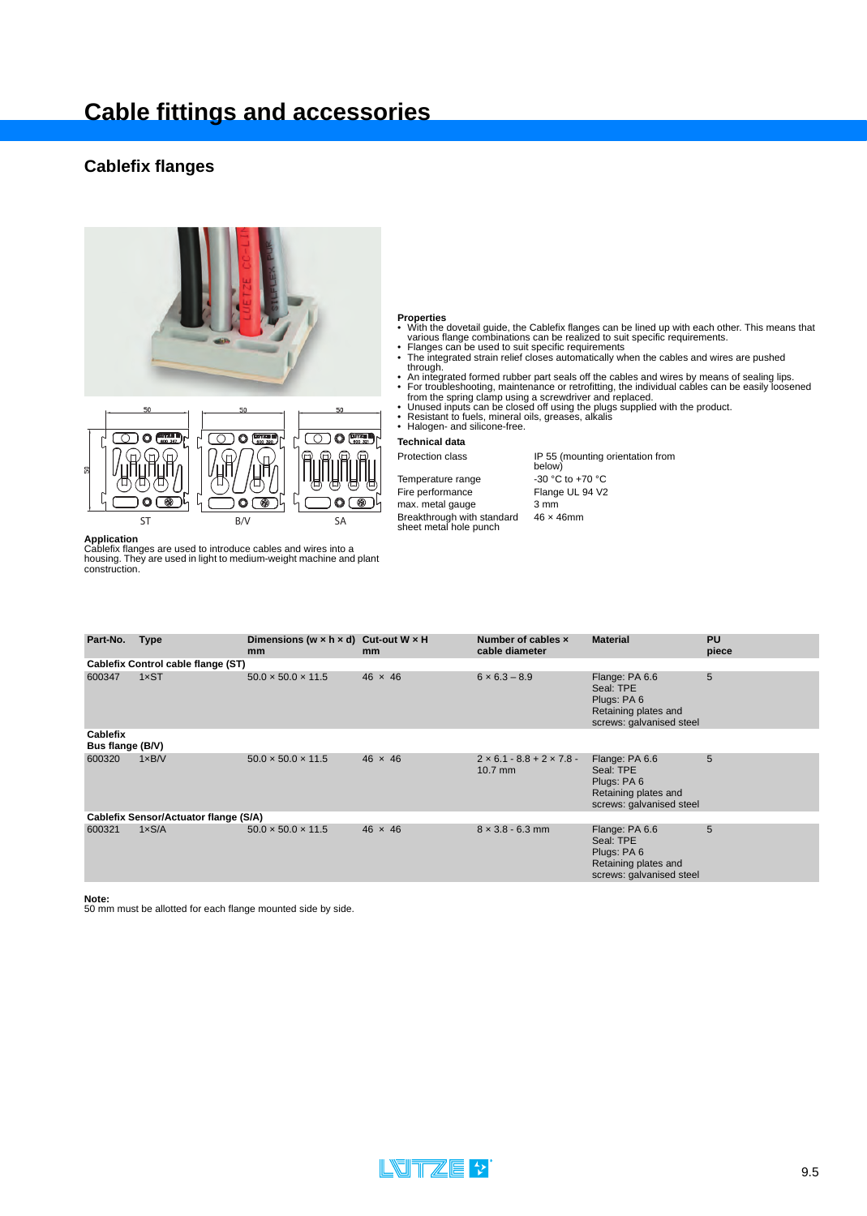# Cable fittings and accessories

## Cablefix flanges

50 50 50

50

ST B/V SA

**Application**
Cablefix flanges are used to introduce cables and wires into a housing. They are used in light to medium-weight machine and plant construction.

**Properties**
- With the dovetail guide, the Cablefix flanges can be lined up with each other. This means that various flange combinations can be realized to suit specific requirements.
- Flanges can be used to suit specific requirements
- The integrated strain relief closes automatically when the cables and wires are pushed through.
- An integrated formed rubber part seals off the cables and wires by means of sealing lips.
- For troubleshooting, maintenance or retrofitting, the individual cables can be easily loosened from the spring clamp using a screwdriver and replaced.
- Unused inputs can be closed off using the plugs supplied with the product.
- Resistant to fuels, mineral oils, greases, alkalis
- Halogen- and silicone-free.

**Technical data**

| | |
|---|---|
| Protection class | IP 55 (mounting orientation from below) |
| Temperature range | -30 °C to +70 °C |
| Fire performance | Flange UL 94 V2 |
| max. metal gauge | 3 mm |
| Breakthrough with standard sheet metal hole punch | 46 × 46mm |

| Part-No. | Type | Dimensions (w × h × d) mm | Cut-out W × H mm | Number of cables × cable diameter | Material | PU piece |
|---|---|---|---|---|---|---|
| **Cablefix Control cable flange (ST)** | | | | | | |
| 600347 | 1×ST | 50.0 × 50.0 × 11.5 | 46 × 46 | 6 × 6.3 – 8.9 | Flange: PA 6.6<br>Seal: TPE<br>Plugs: PA 6<br>Retaining plates and screws: galvanised steel | 5 |
| **Cablefix Bus flange (B/V)** | | | | | | |
| 600320 | 1×B/V | 50.0 × 50.0 × 11.5 | 46 × 46 | 2 × 6.1 - 8.8 + 2 × 7.8 - 10.7 mm | Flange: PA 6.6<br>Seal: TPE<br>Plugs: PA 6<br>Retaining plates and screws: galvanised steel | 5 |
| **Cablefix Sensor/Actuator flange (S/A)** | | | | | | |
| 600321 | 1×S/A | 50.0 × 50.0 × 11.5 | 46 × 46 | 8 × 3.8 - 6.3 mm | Flange: PA 6.6<br>Seal: TPE<br>Plugs: PA 6<br>Retaining plates and screws: galvanised steel | 5 |

**Note:**
50 mm must be allotted for each flange mounted side by side.